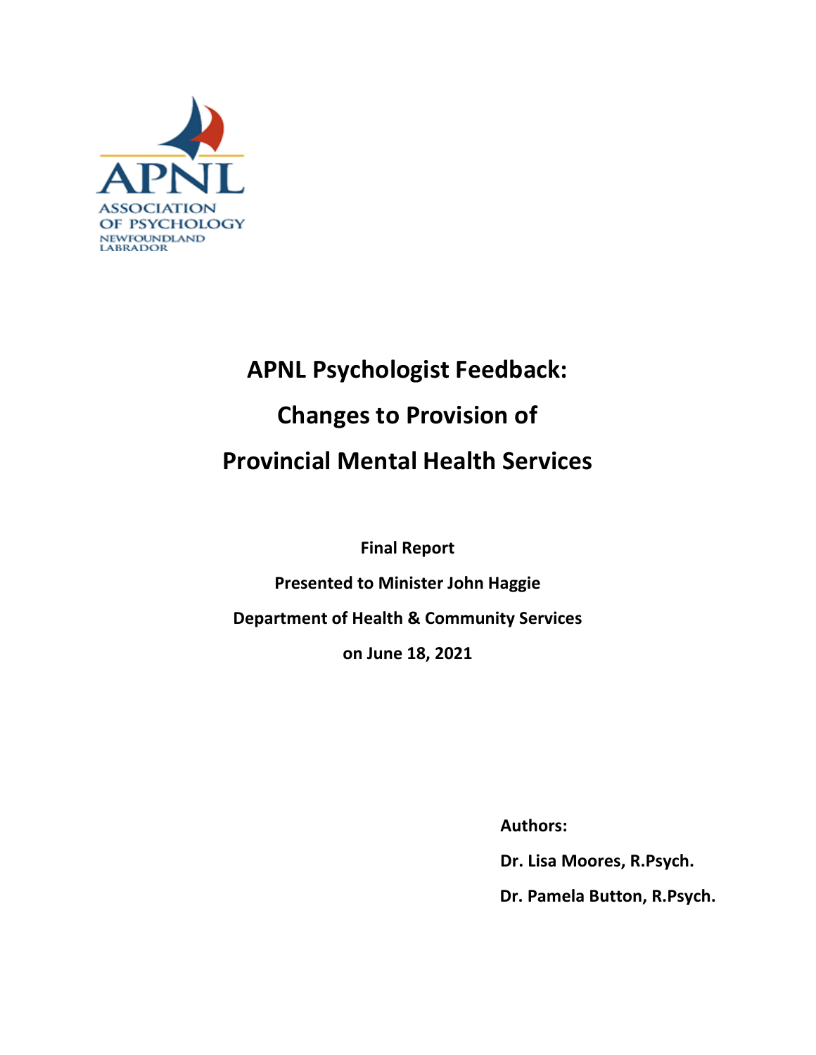APNL
ASSOCIATION OF PSYCHOLOGY NEWFOUNDLAND LABRADOR

# APNL Psychologist Feedback: Changes to Provision of Provincial Mental Health Services

**Final Report**

**Presented to Minister John Haggie**

**Department of Health & Community Services**

**on June 18, 2021**

**Authors:**

**Dr. Lisa Moores, R.Psych.**

**Dr. Pamela Button, R.Psych.**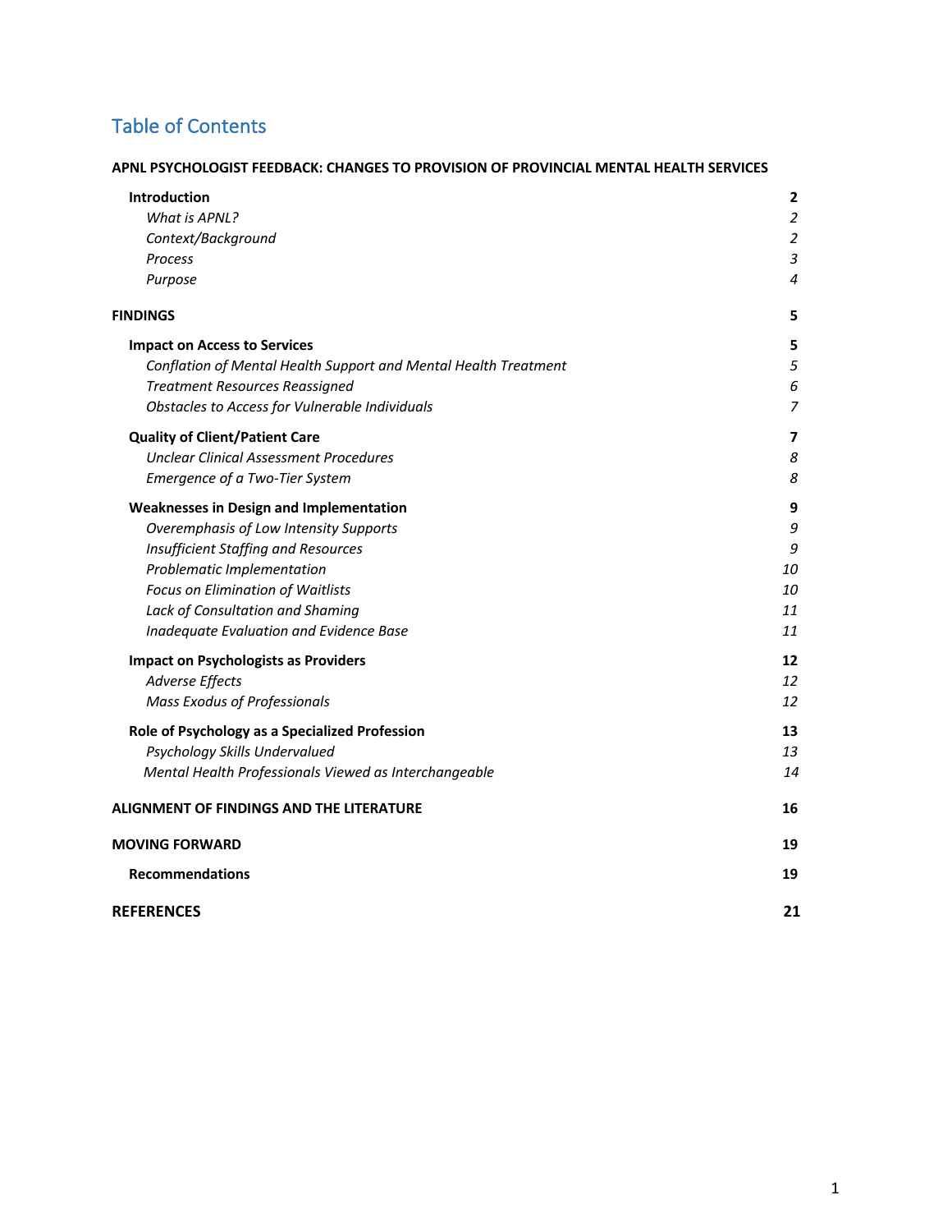# Table of Contents

**APNL PSYCHOLOGIST FEEDBACK: CHANGES TO PROVISION OF PROVINCIAL MENTAL HEALTH SERVICES**

| | |
|---|---|
| **Introduction** | **2** |
| *What is APNL?* | *2* |
| *Context/Background* | *2* |
| *Process* | *3* |
| *Purpose* | *4* |
| **FINDINGS** | **5** |
| **Impact on Access to Services** | **5** |
| *Conflation of Mental Health Support and Mental Health Treatment* | *5* |
| *Treatment Resources Reassigned* | *6* |
| *Obstacles to Access for Vulnerable Individuals* | *7* |
| **Quality of Client/Patient Care** | **7** |
| *Unclear Clinical Assessment Procedures* | *8* |
| *Emergence of a Two-Tier System* | *8* |
| **Weaknesses in Design and Implementation** | **9** |
| *Overemphasis of Low Intensity Supports* | *9* |
| *Insufficient Staffing and Resources* | *9* |
| *Problematic Implementation* | *10* |
| *Focus on Elimination of Waitlists* | *10* |
| *Lack of Consultation and Shaming* | *11* |
| *Inadequate Evaluation and Evidence Base* | *11* |
| **Impact on Psychologists as Providers** | **12** |
| *Adverse Effects* | *12* |
| *Mass Exodus of Professionals* | *12* |
| **Role of Psychology as a Specialized Profession** | **13** |
| *Psychology Skills Undervalued* | *13* |
| *Mental Health Professionals Viewed as Interchangeable* | *14* |
| **ALIGNMENT OF FINDINGS AND THE LITERATURE** | **16** |
| **MOVING FORWARD** | **19** |
| **Recommendations** | **19** |
| **REFERENCES** | **21** |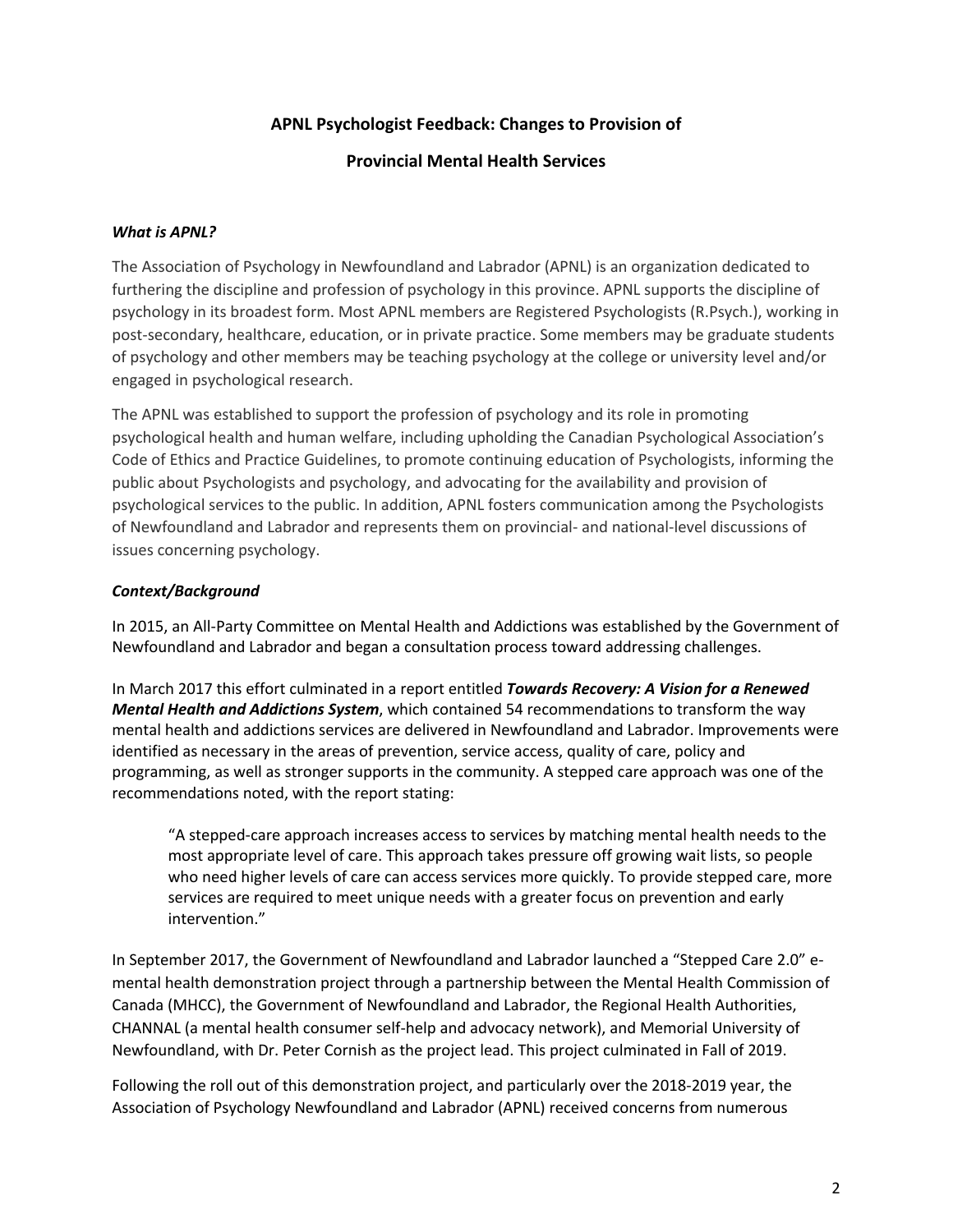## APNL Psychologist Feedback: Changes to Provision of Provincial Mental Health Services

### *What is APNL?*

The Association of Psychology in Newfoundland and Labrador (APNL) is an organization dedicated to furthering the discipline and profession of psychology in this province. APNL supports the discipline of psychology in its broadest form. Most APNL members are Registered Psychologists (R.Psych.), working in post-secondary, healthcare, education, or in private practice. Some members may be graduate students of psychology and other members may be teaching psychology at the college or university level and/or engaged in psychological research.

The APNL was established to support the profession of psychology and its role in promoting psychological health and human welfare, including upholding the Canadian Psychological Association's Code of Ethics and Practice Guidelines, to promote continuing education of Psychologists, informing the public about Psychologists and psychology, and advocating for the availability and provision of psychological services to the public. In addition, APNL fosters communication among the Psychologists of Newfoundland and Labrador and represents them on provincial- and national-level discussions of issues concerning psychology.

### *Context/Background*

In 2015, an All-Party Committee on Mental Health and Addictions was established by the Government of Newfoundland and Labrador and began a consultation process toward addressing challenges.

In March 2017 this effort culminated in a report entitled ***Towards Recovery: A Vision for a Renewed Mental Health and Addictions System***, which contained 54 recommendations to transform the way mental health and addictions services are delivered in Newfoundland and Labrador. Improvements were identified as necessary in the areas of prevention, service access, quality of care, policy and programming, as well as stronger supports in the community. A stepped care approach was one of the recommendations noted, with the report stating:

> "A stepped-care approach increases access to services by matching mental health needs to the most appropriate level of care. This approach takes pressure off growing wait lists, so people who need higher levels of care can access services more quickly. To provide stepped care, more services are required to meet unique needs with a greater focus on prevention and early intervention."

In September 2017, the Government of Newfoundland and Labrador launched a "Stepped Care 2.0" e-mental health demonstration project through a partnership between the Mental Health Commission of Canada (MHCC), the Government of Newfoundland and Labrador, the Regional Health Authorities, CHANNAL (a mental health consumer self-help and advocacy network), and Memorial University of Newfoundland, with Dr. Peter Cornish as the project lead. This project culminated in Fall of 2019.

Following the roll out of this demonstration project, and particularly over the 2018-2019 year, the Association of Psychology Newfoundland and Labrador (APNL) received concerns from numerous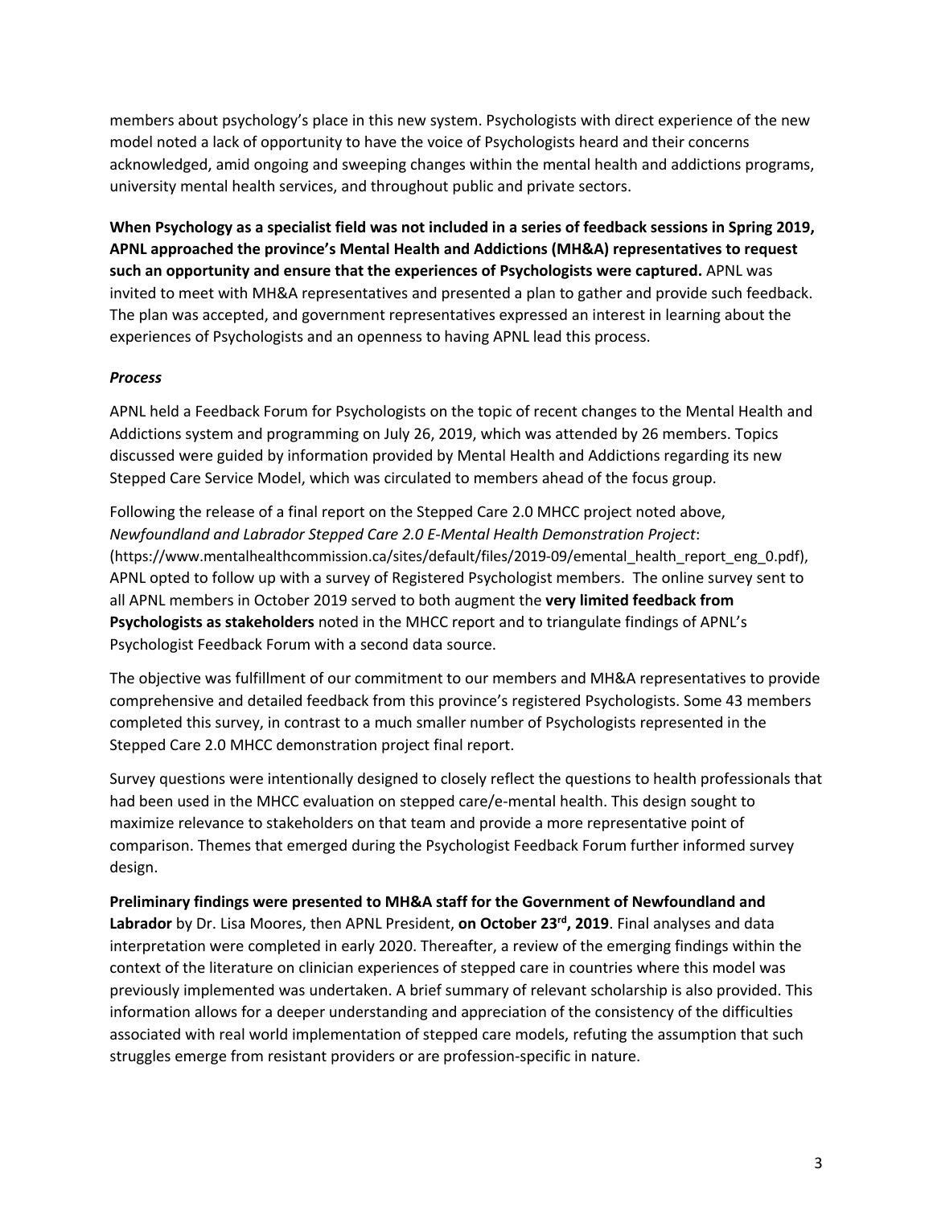members about psychology's place in this new system. Psychologists with direct experience of the new model noted a lack of opportunity to have the voice of Psychologists heard and their concerns acknowledged, amid ongoing and sweeping changes within the mental health and addictions programs, university mental health services, and throughout public and private sectors.

**When Psychology as a specialist field was not included in a series of feedback sessions in Spring 2019, APNL approached the province's Mental Health and Addictions (MH&A) representatives to request such an opportunity and ensure that the experiences of Psychologists were captured.** APNL was invited to meet with MH&A representatives and presented a plan to gather and provide such feedback. The plan was accepted, and government representatives expressed an interest in learning about the experiences of Psychologists and an openness to having APNL lead this process.

***Process***

APNL held a Feedback Forum for Psychologists on the topic of recent changes to the Mental Health and Addictions system and programming on July 26, 2019, which was attended by 26 members. Topics discussed were guided by information provided by Mental Health and Addictions regarding its new Stepped Care Service Model, which was circulated to members ahead of the focus group.

Following the release of a final report on the Stepped Care 2.0 MHCC project noted above, *Newfoundland and Labrador Stepped Care 2.0 E-Mental Health Demonstration Project*: (https://www.mentalhealthcommission.ca/sites/default/files/2019-09/emental_health_report_eng_0.pdf), APNL opted to follow up with a survey of Registered Psychologist members. The online survey sent to all APNL members in October 2019 served to both augment the **very limited feedback from Psychologists as stakeholders** noted in the MHCC report and to triangulate findings of APNL's Psychologist Feedback Forum with a second data source.

The objective was fulfillment of our commitment to our members and MH&A representatives to provide comprehensive and detailed feedback from this province's registered Psychologists. Some 43 members completed this survey, in contrast to a much smaller number of Psychologists represented in the Stepped Care 2.0 MHCC demonstration project final report.

Survey questions were intentionally designed to closely reflect the questions to health professionals that had been used in the MHCC evaluation on stepped care/e-mental health. This design sought to maximize relevance to stakeholders on that team and provide a more representative point of comparison. Themes that emerged during the Psychologist Feedback Forum further informed survey design.

**Preliminary findings were presented to MH&A staff for the Government of Newfoundland and Labrador** by Dr. Lisa Moores, then APNL President, **on October 23rd, 2019**. Final analyses and data interpretation were completed in early 2020. Thereafter, a review of the emerging findings within the context of the literature on clinician experiences of stepped care in countries where this model was previously implemented was undertaken. A brief summary of relevant scholarship is also provided. This information allows for a deeper understanding and appreciation of the consistency of the difficulties associated with real world implementation of stepped care models, refuting the assumption that such struggles emerge from resistant providers or are profession-specific in nature.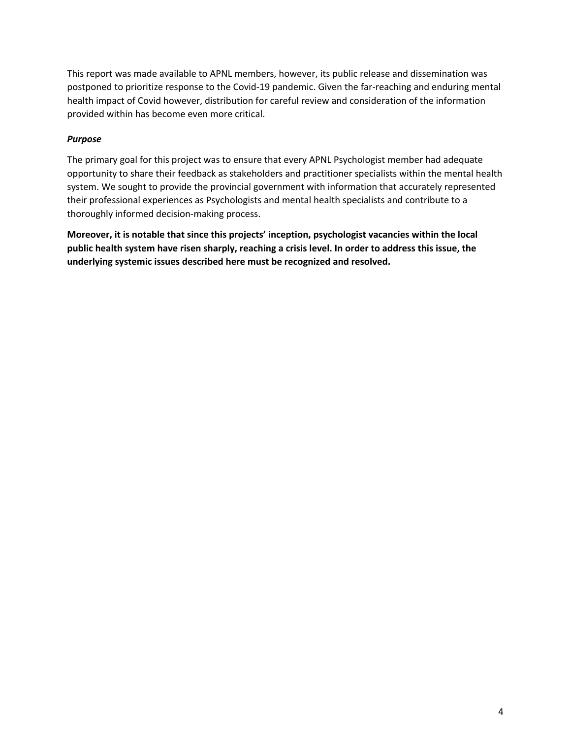This report was made available to APNL members, however, its public release and dissemination was postponed to prioritize response to the Covid-19 pandemic. Given the far-reaching and enduring mental health impact of Covid however, distribution for careful review and consideration of the information provided within has become even more critical.

***Purpose***

The primary goal for this project was to ensure that every APNL Psychologist member had adequate opportunity to share their feedback as stakeholders and practitioner specialists within the mental health system. We sought to provide the provincial government with information that accurately represented their professional experiences as Psychologists and mental health specialists and contribute to a thoroughly informed decision-making process.

**Moreover, it is notable that since this projects' inception, psychologist vacancies within the local public health system have risen sharply, reaching a crisis level. In order to address this issue, the underlying systemic issues described here must be recognized and resolved.**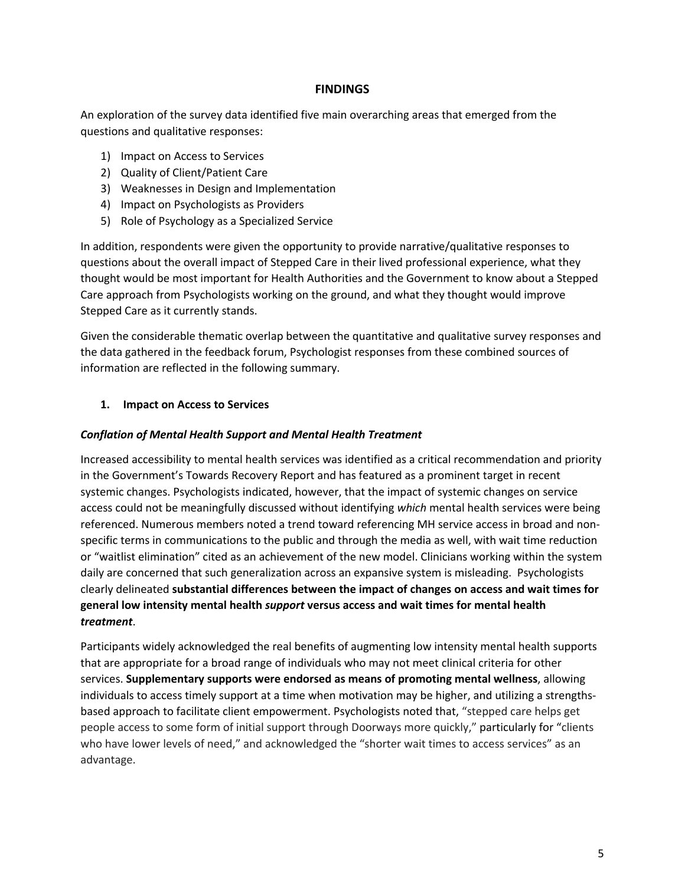## FINDINGS

An exploration of the survey data identified five main overarching areas that emerged from the questions and qualitative responses:

1) Impact on Access to Services
2) Quality of Client/Patient Care
3) Weaknesses in Design and Implementation
4) Impact on Psychologists as Providers
5) Role of Psychology as a Specialized Service

In addition, respondents were given the opportunity to provide narrative/qualitative responses to questions about the overall impact of Stepped Care in their lived professional experience, what they thought would be most important for Health Authorities and the Government to know about a Stepped Care approach from Psychologists working on the ground, and what they thought would improve Stepped Care as it currently stands.

Given the considerable thematic overlap between the quantitative and qualitative survey responses and the data gathered in the feedback forum, Psychologist responses from these combined sources of information are reflected in the following summary.

### 1. Impact on Access to Services

#### *Conflation of Mental Health Support and Mental Health Treatment*

Increased accessibility to mental health services was identified as a critical recommendation and priority in the Government's Towards Recovery Report and has featured as a prominent target in recent systemic changes. Psychologists indicated, however, that the impact of systemic changes on service access could not be meaningfully discussed without identifying *which* mental health services were being referenced. Numerous members noted a trend toward referencing MH service access in broad and non-specific terms in communications to the public and through the media as well, with wait time reduction or "waitlist elimination" cited as an achievement of the new model. Clinicians working within the system daily are concerned that such generalization across an expansive system is misleading. Psychologists clearly delineated **substantial differences between the impact of changes on access and wait times for general low intensity mental health *support* versus access and wait times for mental health *treatment***.

Participants widely acknowledged the real benefits of augmenting low intensity mental health supports that are appropriate for a broad range of individuals who may not meet clinical criteria for other services. **Supplementary supports were endorsed as means of promoting mental wellness**, allowing individuals to access timely support at a time when motivation may be higher, and utilizing a strengths-based approach to facilitate client empowerment. Psychologists noted that, "stepped care helps get people access to some form of initial support through Doorways more quickly," particularly for "clients who have lower levels of need," and acknowledged the "shorter wait times to access services" as an advantage.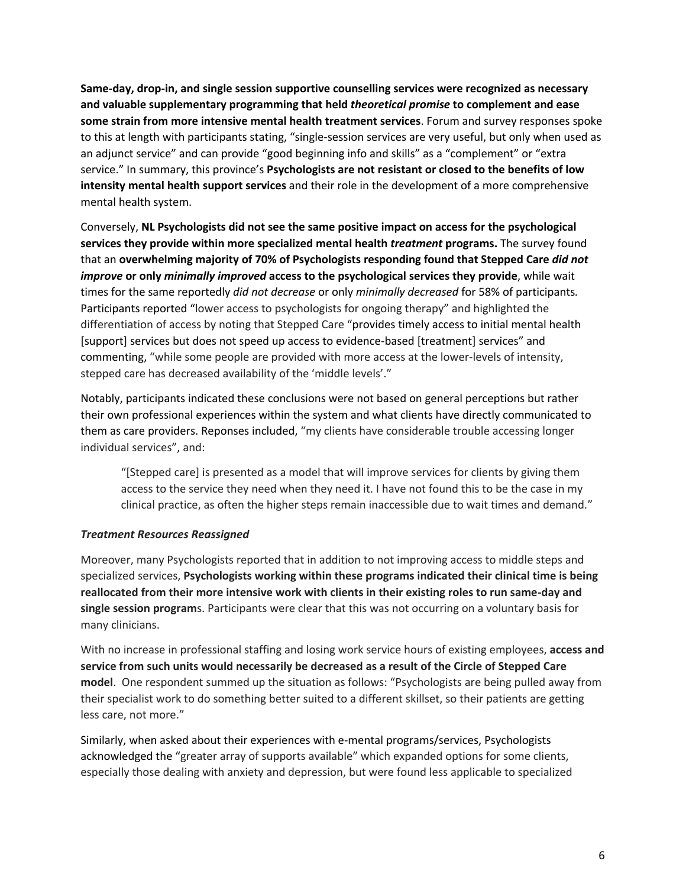**Same-day, drop-in, and single session supportive counselling services were recognized as necessary and valuable supplementary programming that held *theoretical promise* to complement and ease some strain from more intensive mental health treatment services**. Forum and survey responses spoke to this at length with participants stating, "single-session services are very useful, but only when used as an adjunct service" and can provide "good beginning info and skills" as a "complement" or "extra service." In summary, this province's **Psychologists are not resistant or closed to the benefits of low intensity mental health support services** and their role in the development of a more comprehensive mental health system.

Conversely, **NL Psychologists did not see the same positive impact on access for the psychological services they provide within more specialized mental health *treatment* programs.** The survey found that an **overwhelming majority of 70% of Psychologists responding found that Stepped Care *did not improve* or only *minimally improved* access to the psychological services they provide**, while wait times for the same reportedly *did not decrease* or only *minimally decreased* for 58% of participants*.* Participants reported "lower access to psychologists for ongoing therapy" and highlighted the differentiation of access by noting that Stepped Care "provides timely access to initial mental health [support] services but does not speed up access to evidence-based [treatment] services" and commenting, "while some people are provided with more access at the lower-levels of intensity, stepped care has decreased availability of the 'middle levels'."

Notably, participants indicated these conclusions were not based on general perceptions but rather their own professional experiences within the system and what clients have directly communicated to them as care providers. Reponses included, "my clients have considerable trouble accessing longer individual services", and:

> "[Stepped care] is presented as a model that will improve services for clients by giving them access to the service they need when they need it. I have not found this to be the case in my clinical practice, as often the higher steps remain inaccessible due to wait times and demand."

### *Treatment Resources Reassigned*

Moreover, many Psychologists reported that in addition to not improving access to middle steps and specialized services, **Psychologists working within these programs indicated their clinical time is being reallocated from their more intensive work with clients in their existing roles to run same-day and single session program**s. Participants were clear that this was not occurring on a voluntary basis for many clinicians.

With no increase in professional staffing and losing work service hours of existing employees, **access and service from such units would necessarily be decreased as a result of the Circle of Stepped Care model**. One respondent summed up the situation as follows: "Psychologists are being pulled away from their specialist work to do something better suited to a different skillset, so their patients are getting less care, not more."

Similarly, when asked about their experiences with e-mental programs/services, Psychologists acknowledged the "greater array of supports available" which expanded options for some clients, especially those dealing with anxiety and depression, but were found less applicable to specialized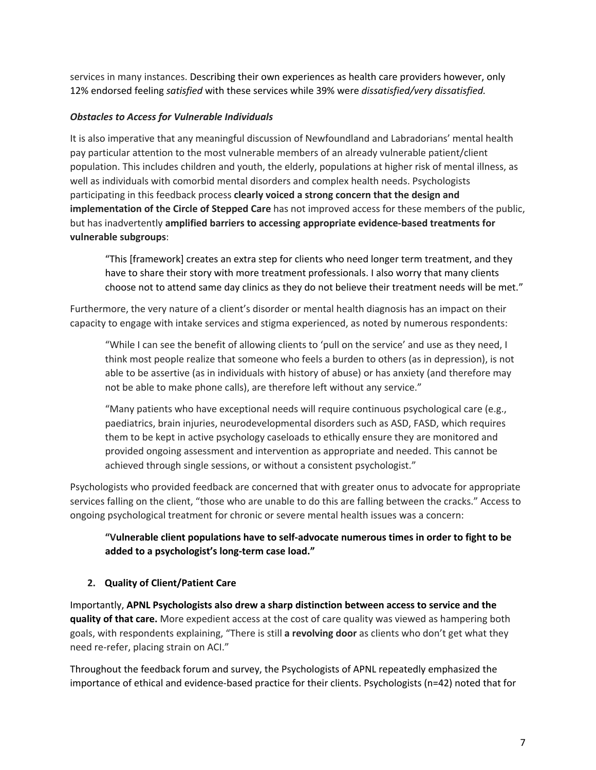services in many instances. Describing their own experiences as health care providers however, only 12% endorsed feeling *satisfied* with these services while 39% were *dissatisfied/very dissatisfied.*

***Obstacles to Access for Vulnerable Individuals***

It is also imperative that any meaningful discussion of Newfoundland and Labradorians' mental health pay particular attention to the most vulnerable members of an already vulnerable patient/client population. This includes children and youth, the elderly, populations at higher risk of mental illness, as well as individuals with comorbid mental disorders and complex health needs. Psychologists participating in this feedback process **clearly voiced a strong concern that the design and implementation of the Circle of Stepped Care** has not improved access for these members of the public, but has inadvertently **amplified barriers to accessing appropriate evidence-based treatments for vulnerable subgroups**:

> "This [framework] creates an extra step for clients who need longer term treatment, and they have to share their story with more treatment professionals. I also worry that many clients choose not to attend same day clinics as they do not believe their treatment needs will be met."

Furthermore, the very nature of a client's disorder or mental health diagnosis has an impact on their capacity to engage with intake services and stigma experienced, as noted by numerous respondents:

> "While I can see the benefit of allowing clients to 'pull on the service' and use as they need, I think most people realize that someone who feels a burden to others (as in depression), is not able to be assertive (as in individuals with history of abuse) or has anxiety (and therefore may not be able to make phone calls), are therefore left without any service."

> "Many patients who have exceptional needs will require continuous psychological care (e.g., paediatrics, brain injuries, neurodevelopmental disorders such as ASD, FASD, which requires them to be kept in active psychology caseloads to ethically ensure they are monitored and provided ongoing assessment and intervention as appropriate and needed. This cannot be achieved through single sessions, or without a consistent psychologist."

Psychologists who provided feedback are concerned that with greater onus to advocate for appropriate services falling on the client, "those who are unable to do this are falling between the cracks." Access to ongoing psychological treatment for chronic or severe mental health issues was a concern:

> **"Vulnerable client populations have to self-advocate numerous times in order to fight to be added to a psychologist's long-term case load."**

## 2. Quality of Client/Patient Care

Importantly, **APNL Psychologists also drew a sharp distinction between access to service and the quality of that care.** More expedient access at the cost of care quality was viewed as hampering both goals, with respondents explaining, "There is still **a revolving door** as clients who don't get what they need re-refer, placing strain on ACI."

Throughout the feedback forum and survey, the Psychologists of APNL repeatedly emphasized the importance of ethical and evidence-based practice for their clients. Psychologists (n=42) noted that for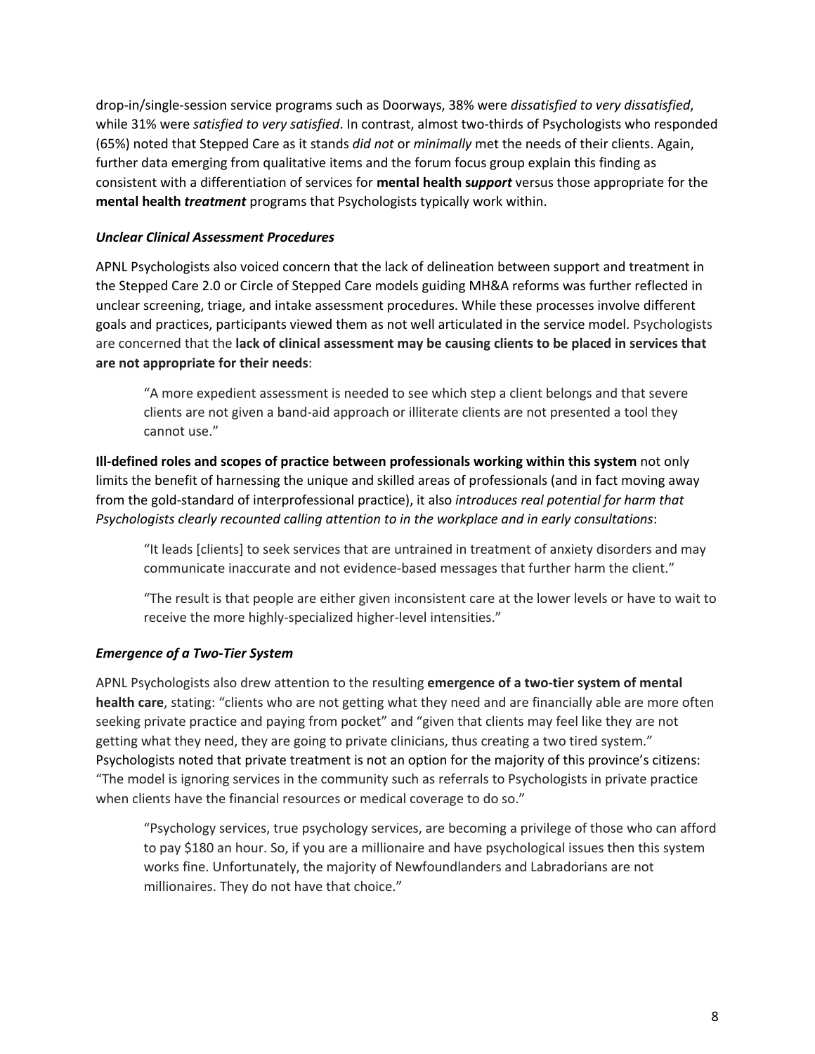drop-in/single-session service programs such as Doorways, 38% were *dissatisfied to very dissatisfied*, while 31% were *satisfied to very satisfied*. In contrast, almost two-thirds of Psychologists who responded (65%) noted that Stepped Care as it stands *did not* or *minimally* met the needs of their clients. Again, further data emerging from qualitative items and the forum focus group explain this finding as consistent with a differentiation of services for **mental health s*upport*** versus those appropriate for the **mental health *treatment*** programs that Psychologists typically work within.

### *Unclear Clinical Assessment Procedures*

APNL Psychologists also voiced concern that the lack of delineation between support and treatment in the Stepped Care 2.0 or Circle of Stepped Care models guiding MH&A reforms was further reflected in unclear screening, triage, and intake assessment procedures. While these processes involve different goals and practices, participants viewed them as not well articulated in the service model. Psychologists are concerned that the **lack of clinical assessment may be causing clients to be placed in services that are not appropriate for their needs**:

> "A more expedient assessment is needed to see which step a client belongs and that severe clients are not given a band-aid approach or illiterate clients are not presented a tool they cannot use."

**Ill-defined roles and scopes of practice between professionals working within this system** not only limits the benefit of harnessing the unique and skilled areas of professionals (and in fact moving away from the gold-standard of interprofessional practice), it also *introduces real potential for harm that Psychologists clearly recounted calling attention to in the workplace and in early consultations*:

> "It leads [clients] to seek services that are untrained in treatment of anxiety disorders and may communicate inaccurate and not evidence-based messages that further harm the client."
>
> "The result is that people are either given inconsistent care at the lower levels or have to wait to receive the more highly-specialized higher-level intensities."

### *Emergence of a Two-Tier System*

APNL Psychologists also drew attention to the resulting **emergence of a two-tier system of mental health care**, stating: "clients who are not getting what they need and are financially able are more often seeking private practice and paying from pocket" and "given that clients may feel like they are not getting what they need, they are going to private clinicians, thus creating a two tired system." Psychologists noted that private treatment is not an option for the majority of this province's citizens: "The model is ignoring services in the community such as referrals to Psychologists in private practice when clients have the financial resources or medical coverage to do so."

> "Psychology services, true psychology services, are becoming a privilege of those who can afford to pay $180 an hour. So, if you are a millionaire and have psychological issues then this system works fine. Unfortunately, the majority of Newfoundlanders and Labradorians are not millionaires. They do not have that choice."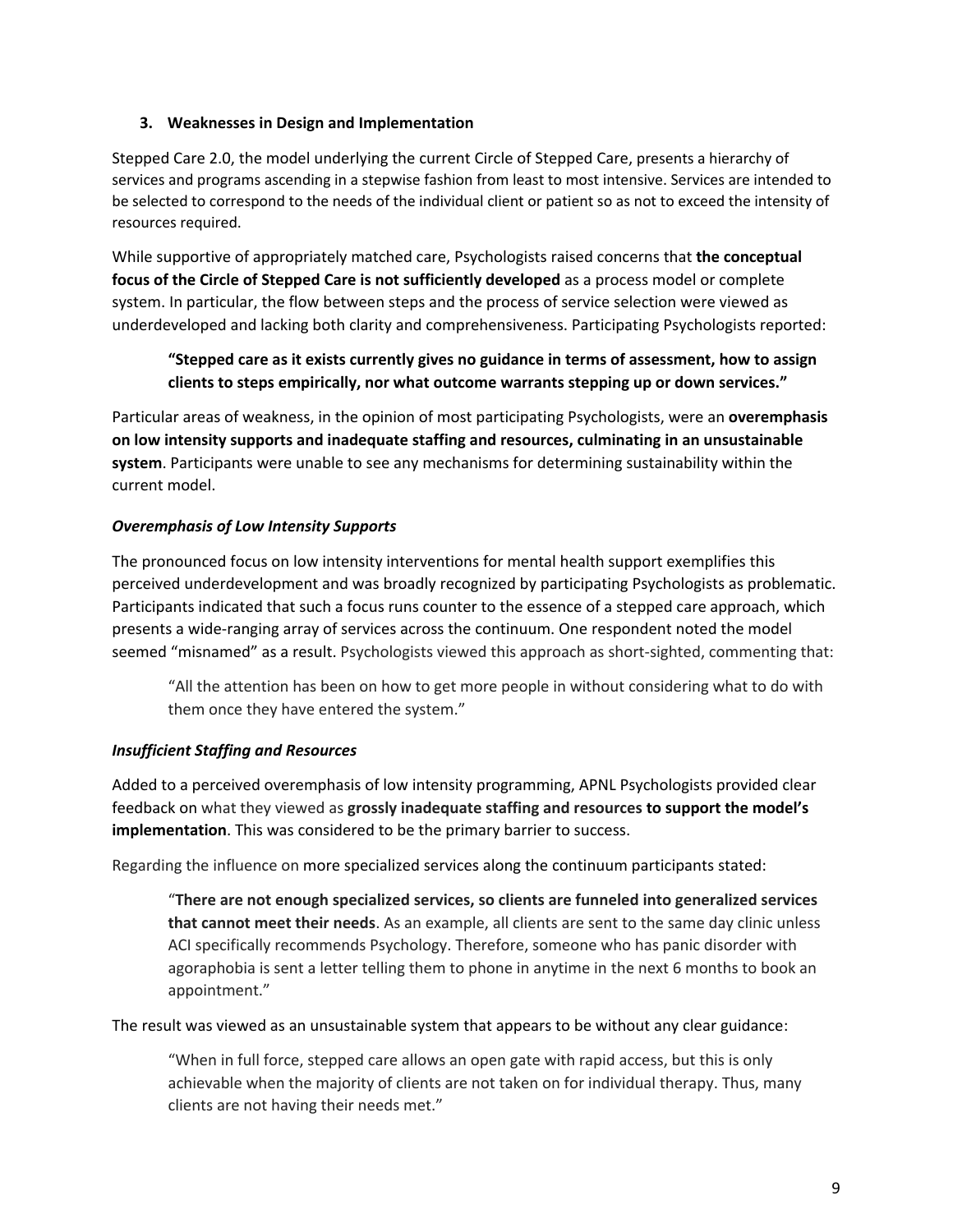### 3. Weaknesses in Design and Implementation

Stepped Care 2.0, the model underlying the current Circle of Stepped Care, presents a hierarchy of services and programs ascending in a stepwise fashion from least to most intensive. Services are intended to be selected to correspond to the needs of the individual client or patient so as not to exceed the intensity of resources required.

While supportive of appropriately matched care, Psychologists raised concerns that **the conceptual focus of the Circle of Stepped Care is not sufficiently developed** as a process model or complete system. In particular, the flow between steps and the process of service selection were viewed as underdeveloped and lacking both clarity and comprehensiveness. Participating Psychologists reported:

> **"Stepped care as it exists currently gives no guidance in terms of assessment, how to assign clients to steps empirically, nor what outcome warrants stepping up or down services."**

Particular areas of weakness, in the opinion of most participating Psychologists, were an **overemphasis on low intensity supports and inadequate staffing and resources, culminating in an unsustainable system**. Participants were unable to see any mechanisms for determining sustainability within the current model.

#### *Overemphasis of Low Intensity Supports*

The pronounced focus on low intensity interventions for mental health support exemplifies this perceived underdevelopment and was broadly recognized by participating Psychologists as problematic. Participants indicated that such a focus runs counter to the essence of a stepped care approach, which presents a wide-ranging array of services across the continuum. One respondent noted the model seemed "misnamed" as a result. Psychologists viewed this approach as short-sighted, commenting that:

> "All the attention has been on how to get more people in without considering what to do with them once they have entered the system."

#### *Insufficient Staffing and Resources*

Added to a perceived overemphasis of low intensity programming, APNL Psychologists provided clear feedback on what they viewed as **grossly inadequate staffing and resources to support the model's implementation**. This was considered to be the primary barrier to success.

Regarding the influence on more specialized services along the continuum participants stated:

> "**There are not enough specialized services, so clients are funneled into generalized services that cannot meet their needs**. As an example, all clients are sent to the same day clinic unless ACI specifically recommends Psychology. Therefore, someone who has panic disorder with agoraphobia is sent a letter telling them to phone in anytime in the next 6 months to book an appointment."

The result was viewed as an unsustainable system that appears to be without any clear guidance:

> "When in full force, stepped care allows an open gate with rapid access, but this is only achievable when the majority of clients are not taken on for individual therapy. Thus, many clients are not having their needs met."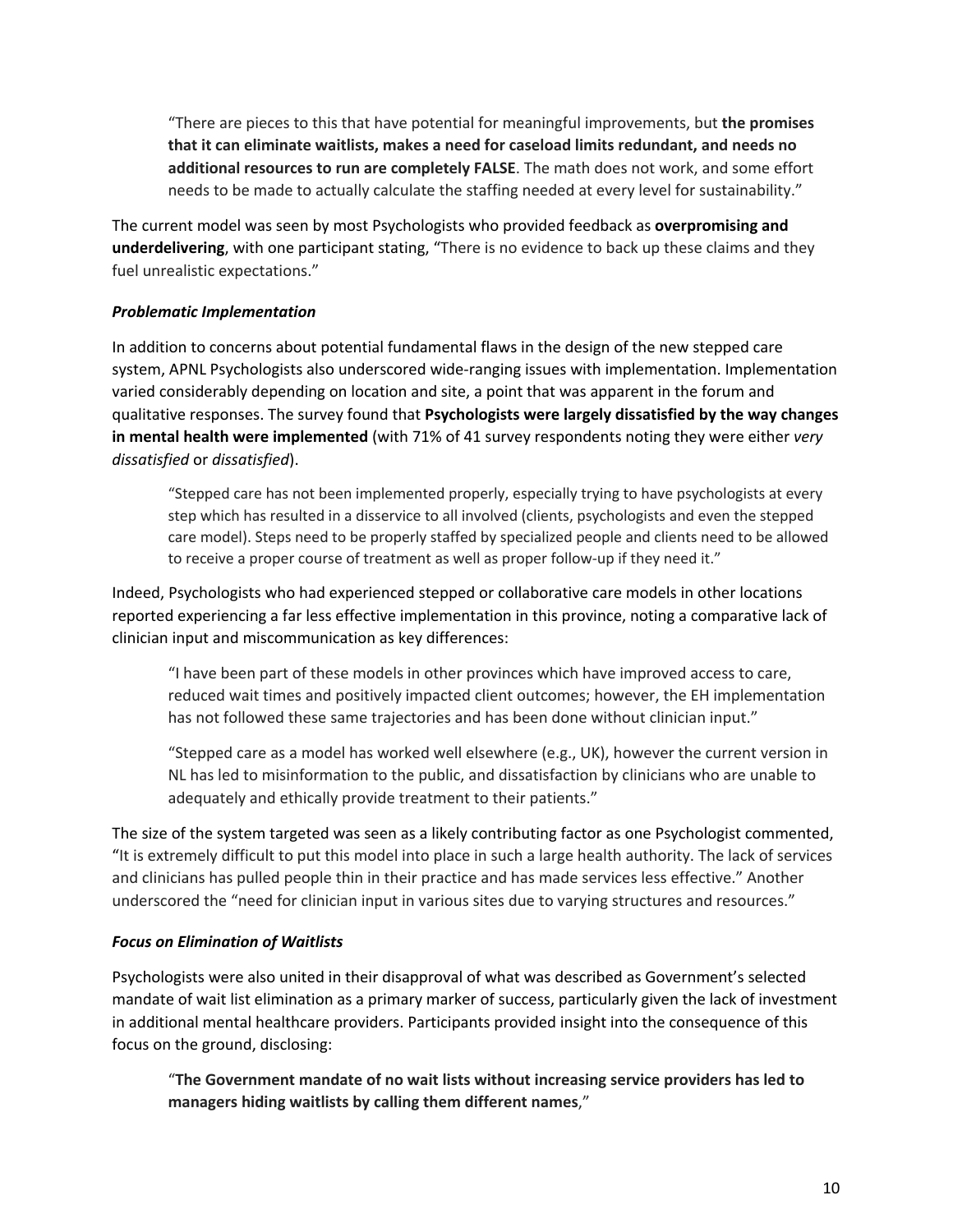> "There are pieces to this that have potential for meaningful improvements, but **the promises that it can eliminate waitlists, makes a need for caseload limits redundant, and needs no additional resources to run are completely FALSE**. The math does not work, and some effort needs to be made to actually calculate the staffing needed at every level for sustainability."

The current model was seen by most Psychologists who provided feedback as **overpromising and underdelivering**, with one participant stating, "There is no evidence to back up these claims and they fuel unrealistic expectations."

### *Problematic Implementation*

In addition to concerns about potential fundamental flaws in the design of the new stepped care system, APNL Psychologists also underscored wide-ranging issues with implementation. Implementation varied considerably depending on location and site, a point that was apparent in the forum and qualitative responses. The survey found that **Psychologists were largely dissatisfied by the way changes in mental health were implemented** (with 71% of 41 survey respondents noting they were either *very dissatisfied* or *dissatisfied*).

> "Stepped care has not been implemented properly, especially trying to have psychologists at every step which has resulted in a disservice to all involved (clients, psychologists and even the stepped care model). Steps need to be properly staffed by specialized people and clients need to be allowed to receive a proper course of treatment as well as proper follow-up if they need it."

Indeed, Psychologists who had experienced stepped or collaborative care models in other locations reported experiencing a far less effective implementation in this province, noting a comparative lack of clinician input and miscommunication as key differences:

> "I have been part of these models in other provinces which have improved access to care, reduced wait times and positively impacted client outcomes; however, the EH implementation has not followed these same trajectories and has been done without clinician input."

> "Stepped care as a model has worked well elsewhere (e.g., UK), however the current version in NL has led to misinformation to the public, and dissatisfaction by clinicians who are unable to adequately and ethically provide treatment to their patients."

The size of the system targeted was seen as a likely contributing factor as one Psychologist commented, "It is extremely difficult to put this model into place in such a large health authority. The lack of services and clinicians has pulled people thin in their practice and has made services less effective." Another underscored the "need for clinician input in various sites due to varying structures and resources."

### *Focus on Elimination of Waitlists*

Psychologists were also united in their disapproval of what was described as Government's selected mandate of wait list elimination as a primary marker of success, particularly given the lack of investment in additional mental healthcare providers. Participants provided insight into the consequence of this focus on the ground, disclosing:

> "**The Government mandate of no wait lists without increasing service providers has led to managers hiding waitlists by calling them different names**,"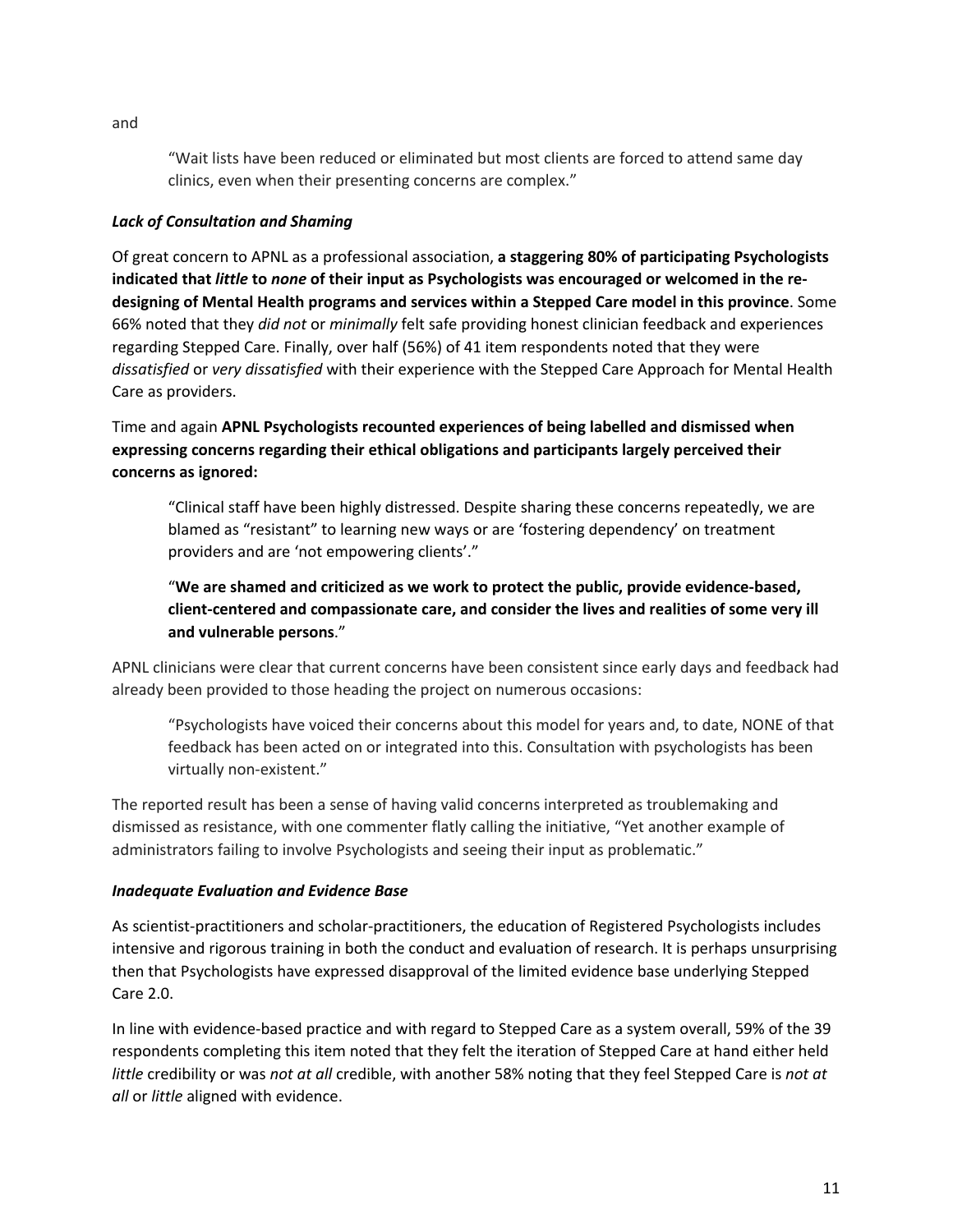and

> "Wait lists have been reduced or eliminated but most clients are forced to attend same day clinics, even when their presenting concerns are complex."

### *Lack of Consultation and Shaming*

Of great concern to APNL as a professional association, **a staggering 80% of participating Psychologists indicated that *little* to *none* of their input as Psychologists was encouraged or welcomed in the re-designing of Mental Health programs and services within a Stepped Care model in this province**. Some 66% noted that they *did not* or *minimally* felt safe providing honest clinician feedback and experiences regarding Stepped Care. Finally, over half (56%) of 41 item respondents noted that they were *dissatisfied* or *very dissatisfied* with their experience with the Stepped Care Approach for Mental Health Care as providers.

Time and again **APNL Psychologists recounted experiences of being labelled and dismissed when expressing concerns regarding their ethical obligations and participants largely perceived their concerns as ignored:**

> "Clinical staff have been highly distressed. Despite sharing these concerns repeatedly, we are blamed as "resistant" to learning new ways or are 'fostering dependency' on treatment providers and are 'not empowering clients'."

> "**We are shamed and criticized as we work to protect the public, provide evidence-based, client-centered and compassionate care, and consider the lives and realities of some very ill and vulnerable persons**."

APNL clinicians were clear that current concerns have been consistent since early days and feedback had already been provided to those heading the project on numerous occasions:

> "Psychologists have voiced their concerns about this model for years and, to date, NONE of that feedback has been acted on or integrated into this. Consultation with psychologists has been virtually non-existent."

The reported result has been a sense of having valid concerns interpreted as troublemaking and dismissed as resistance, with one commenter flatly calling the initiative, "Yet another example of administrators failing to involve Psychologists and seeing their input as problematic."

### *Inadequate Evaluation and Evidence Base*

As scientist-practitioners and scholar-practitioners, the education of Registered Psychologists includes intensive and rigorous training in both the conduct and evaluation of research. It is perhaps unsurprising then that Psychologists have expressed disapproval of the limited evidence base underlying Stepped Care 2.0.

In line with evidence-based practice and with regard to Stepped Care as a system overall, 59% of the 39 respondents completing this item noted that they felt the iteration of Stepped Care at hand either held *little* credibility or was *not at all* credible, with another 58% noting that they feel Stepped Care is *not at all* or *little* aligned with evidence.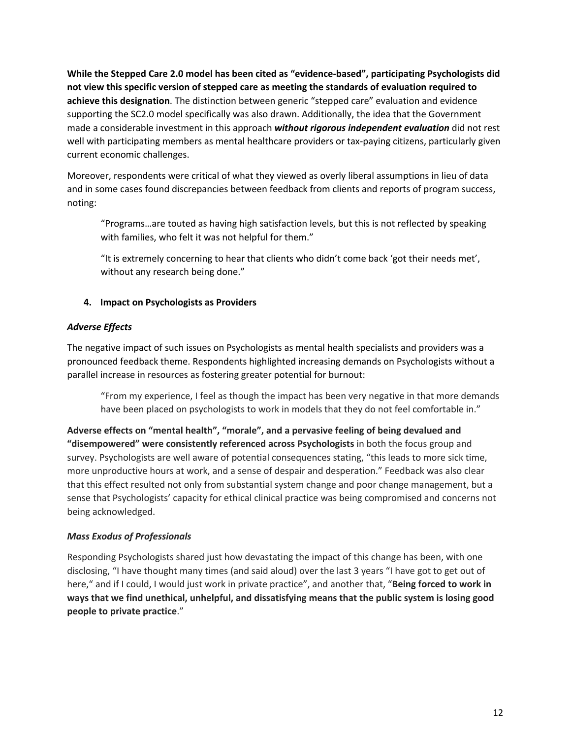**While the Stepped Care 2.0 model has been cited as "evidence-based", participating Psychologists did not view this specific version of stepped care as meeting the standards of evaluation required to achieve this designation**. The distinction between generic "stepped care" evaluation and evidence supporting the SC2.0 model specifically was also drawn. Additionally, the idea that the Government made a considerable investment in this approach ***without rigorous independent evaluation*** did not rest well with participating members as mental healthcare providers or tax-paying citizens, particularly given current economic challenges.

Moreover, respondents were critical of what they viewed as overly liberal assumptions in lieu of data and in some cases found discrepancies between feedback from clients and reports of program success, noting:

> "Programs…are touted as having high satisfaction levels, but this is not reflected by speaking with families, who felt it was not helpful for them."
>
> "It is extremely concerning to hear that clients who didn't come back 'got their needs met', without any research being done."

4. **Impact on Psychologists as Providers**

### *Adverse Effects*

The negative impact of such issues on Psychologists as mental health specialists and providers was a pronounced feedback theme. Respondents highlighted increasing demands on Psychologists without a parallel increase in resources as fostering greater potential for burnout:

> "From my experience, I feel as though the impact has been very negative in that more demands have been placed on psychologists to work in models that they do not feel comfortable in."

**Adverse effects on "mental health", "morale", and a pervasive feeling of being devalued and "disempowered" were consistently referenced across Psychologists** in both the focus group and survey. Psychologists are well aware of potential consequences stating, "this leads to more sick time, more unproductive hours at work, and a sense of despair and desperation." Feedback was also clear that this effect resulted not only from substantial system change and poor change management, but a sense that Psychologists' capacity for ethical clinical practice was being compromised and concerns not being acknowledged.

### *Mass Exodus of Professionals*

Responding Psychologists shared just how devastating the impact of this change has been, with one disclosing, "I have thought many times (and said aloud) over the last 3 years "I have got to get out of here," and if I could, I would just work in private practice", and another that, "**Being forced to work in ways that we find unethical, unhelpful, and dissatisfying means that the public system is losing good people to private practice**."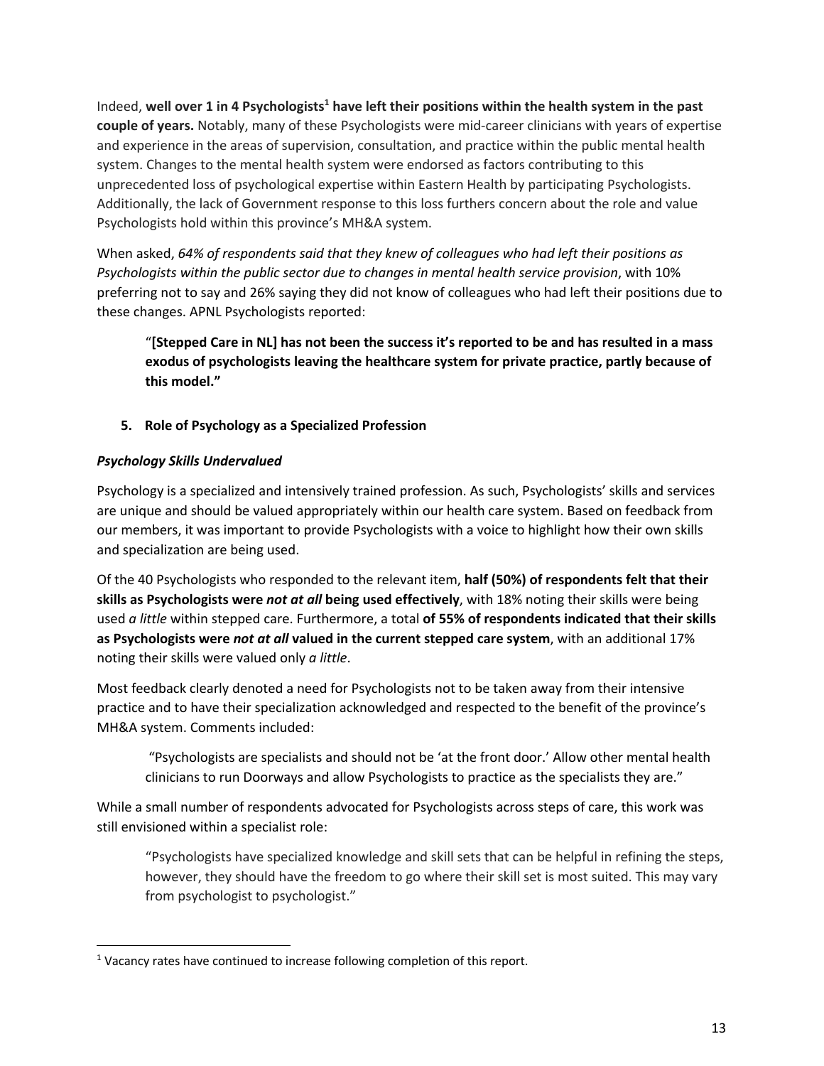Indeed, **well over 1 in 4 Psychologists[1] have left their positions within the health system in the past couple of years.** Notably, many of these Psychologists were mid-career clinicians with years of expertise and experience in the areas of supervision, consultation, and practice within the public mental health system. Changes to the mental health system were endorsed as factors contributing to this unprecedented loss of psychological expertise within Eastern Health by participating Psychologists. Additionally, the lack of Government response to this loss furthers concern about the role and value Psychologists hold within this province's MH&A system.

When asked, *64% of respondents said that they knew of colleagues who had left their positions as Psychologists within the public sector due to changes in mental health service provision*, with 10% preferring not to say and 26% saying they did not know of colleagues who had left their positions due to these changes. APNL Psychologists reported:

> "**[Stepped Care in NL] has not been the success it's reported to be and has resulted in a mass exodus of psychologists leaving the healthcare system for private practice, partly because of this model."**

## 5. Role of Psychology as a Specialized Profession

***Psychology Skills Undervalued***

Psychology is a specialized and intensively trained profession. As such, Psychologists' skills and services are unique and should be valued appropriately within our health care system. Based on feedback from our members, it was important to provide Psychologists with a voice to highlight how their own skills and specialization are being used.

Of the 40 Psychologists who responded to the relevant item, **half (50%) of respondents felt that their skills as Psychologists were *not at all* being used effectively**, with 18% noting their skills were being used *a little* within stepped care. Furthermore, a total **of 55% of respondents indicated that their skills as Psychologists were *not at all* valued in the current stepped care system**, with an additional 17% noting their skills were valued only *a little*.

Most feedback clearly denoted a need for Psychologists not to be taken away from their intensive practice and to have their specialization acknowledged and respected to the benefit of the province's MH&A system. Comments included:

> "Psychologists are specialists and should not be 'at the front door.' Allow other mental health clinicians to run Doorways and allow Psychologists to practice as the specialists they are."

While a small number of respondents advocated for Psychologists across steps of care, this work was still envisioned within a specialist role:

> "Psychologists have specialized knowledge and skill sets that can be helpful in refining the steps, however, they should have the freedom to go where their skill set is most suited. This may vary from psychologist to psychologist."

[1] Vacancy rates have continued to increase following completion of this report.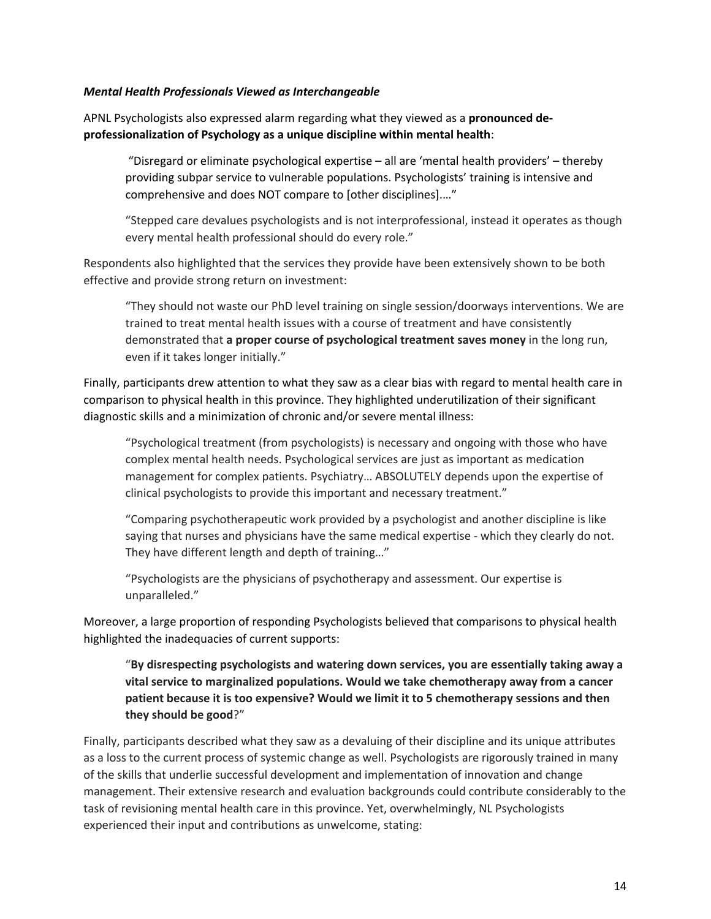***Mental Health Professionals Viewed as Interchangeable***

APNL Psychologists also expressed alarm regarding what they viewed as a **pronounced de-professionalization of Psychology as a unique discipline within mental health**:

> "Disregard or eliminate psychological expertise – all are 'mental health providers' – thereby providing subpar service to vulnerable populations. Psychologists' training is intensive and comprehensive and does NOT compare to [other disciplines]…."
>
> "Stepped care devalues psychologists and is not interprofessional, instead it operates as though every mental health professional should do every role."

Respondents also highlighted that the services they provide have been extensively shown to be both effective and provide strong return on investment:

> "They should not waste our PhD level training on single session/doorways interventions. We are trained to treat mental health issues with a course of treatment and have consistently demonstrated that **a proper course of psychological treatment saves money** in the long run, even if it takes longer initially."

Finally, participants drew attention to what they saw as a clear bias with regard to mental health care in comparison to physical health in this province. They highlighted underutilization of their significant diagnostic skills and a minimization of chronic and/or severe mental illness:

> "Psychological treatment (from psychologists) is necessary and ongoing with those who have complex mental health needs. Psychological services are just as important as medication management for complex patients. Psychiatry… ABSOLUTELY depends upon the expertise of clinical psychologists to provide this important and necessary treatment."
>
> "Comparing psychotherapeutic work provided by a psychologist and another discipline is like saying that nurses and physicians have the same medical expertise - which they clearly do not. They have different length and depth of training…"
>
> "Psychologists are the physicians of psychotherapy and assessment. Our expertise is unparalleled."

Moreover, a large proportion of responding Psychologists believed that comparisons to physical health highlighted the inadequacies of current supports:

> "**By disrespecting psychologists and watering down services, you are essentially taking away a vital service to marginalized populations. Would we take chemotherapy away from a cancer patient because it is too expensive? Would we limit it to 5 chemotherapy sessions and then they should be good**?"

Finally, participants described what they saw as a devaluing of their discipline and its unique attributes as a loss to the current process of systemic change as well. Psychologists are rigorously trained in many of the skills that underlie successful development and implementation of innovation and change management. Their extensive research and evaluation backgrounds could contribute considerably to the task of revisioning mental health care in this province. Yet, overwhelmingly, NL Psychologists experienced their input and contributions as unwelcome, stating: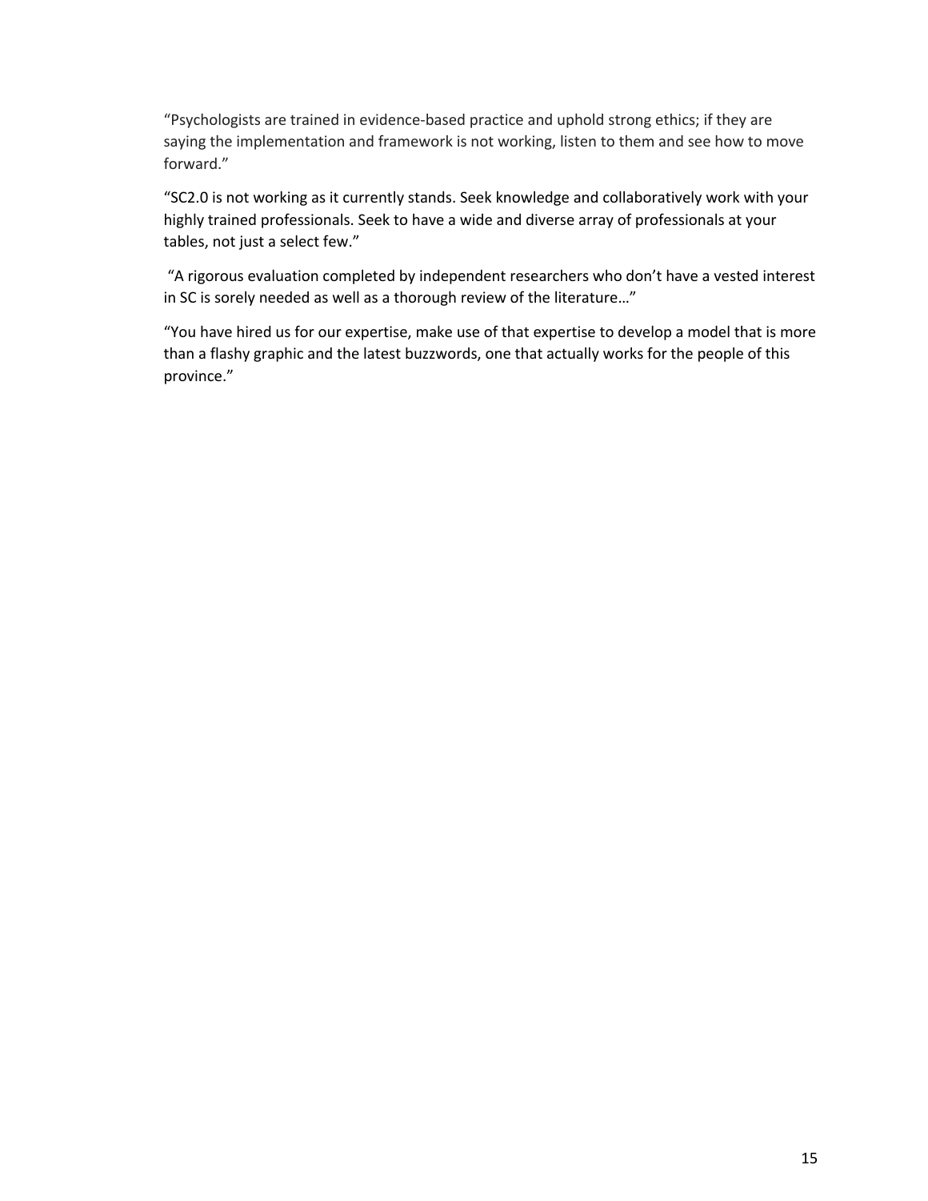"Psychologists are trained in evidence-based practice and uphold strong ethics; if they are saying the implementation and framework is not working, listen to them and see how to move forward."

"SC2.0 is not working as it currently stands. Seek knowledge and collaboratively work with your highly trained professionals. Seek to have a wide and diverse array of professionals at your tables, not just a select few."

"A rigorous evaluation completed by independent researchers who don't have a vested interest in SC is sorely needed as well as a thorough review of the literature…"

"You have hired us for our expertise, make use of that expertise to develop a model that is more than a flashy graphic and the latest buzzwords, one that actually works for the people of this province."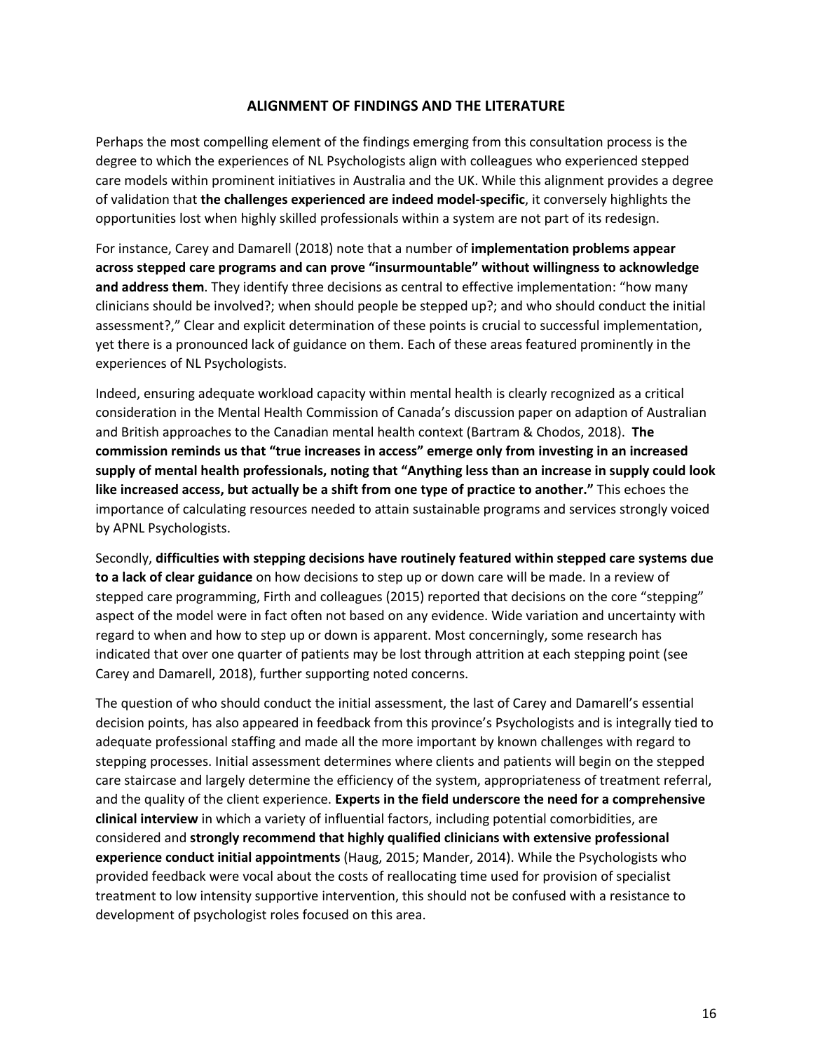## ALIGNMENT OF FINDINGS AND THE LITERATURE

Perhaps the most compelling element of the findings emerging from this consultation process is the degree to which the experiences of NL Psychologists align with colleagues who experienced stepped care models within prominent initiatives in Australia and the UK. While this alignment provides a degree of validation that **the challenges experienced are indeed model-specific**, it conversely highlights the opportunities lost when highly skilled professionals within a system are not part of its redesign.

For instance, Carey and Damarell (2018) note that a number of **implementation problems appear across stepped care programs and can prove "insurmountable" without willingness to acknowledge and address them**. They identify three decisions as central to effective implementation: "how many clinicians should be involved?; when should people be stepped up?; and who should conduct the initial assessment?," Clear and explicit determination of these points is crucial to successful implementation, yet there is a pronounced lack of guidance on them. Each of these areas featured prominently in the experiences of NL Psychologists.

Indeed, ensuring adequate workload capacity within mental health is clearly recognized as a critical consideration in the Mental Health Commission of Canada's discussion paper on adaption of Australian and British approaches to the Canadian mental health context (Bartram & Chodos, 2018). **The commission reminds us that "true increases in access" emerge only from investing in an increased supply of mental health professionals, noting that "Anything less than an increase in supply could look like increased access, but actually be a shift from one type of practice to another."** This echoes the importance of calculating resources needed to attain sustainable programs and services strongly voiced by APNL Psychologists.

Secondly, **difficulties with stepping decisions have routinely featured within stepped care systems due to a lack of clear guidance** on how decisions to step up or down care will be made. In a review of stepped care programming, Firth and colleagues (2015) reported that decisions on the core "stepping" aspect of the model were in fact often not based on any evidence. Wide variation and uncertainty with regard to when and how to step up or down is apparent. Most concerningly, some research has indicated that over one quarter of patients may be lost through attrition at each stepping point (see Carey and Damarell, 2018), further supporting noted concerns.

The question of who should conduct the initial assessment, the last of Carey and Damarell's essential decision points, has also appeared in feedback from this province's Psychologists and is integrally tied to adequate professional staffing and made all the more important by known challenges with regard to stepping processes. Initial assessment determines where clients and patients will begin on the stepped care staircase and largely determine the efficiency of the system, appropriateness of treatment referral, and the quality of the client experience. **Experts in the field underscore the need for a comprehensive clinical interview** in which a variety of influential factors, including potential comorbidities, are considered and **strongly recommend that highly qualified clinicians with extensive professional experience conduct initial appointments** (Haug, 2015; Mander, 2014). While the Psychologists who provided feedback were vocal about the costs of reallocating time used for provision of specialist treatment to low intensity supportive intervention, this should not be confused with a resistance to development of psychologist roles focused on this area.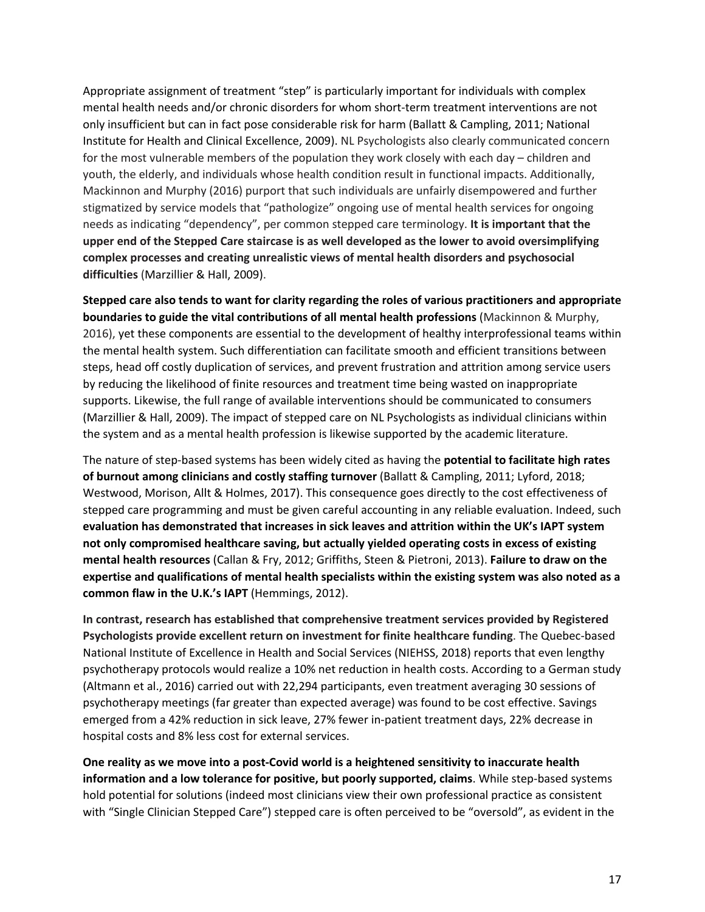Appropriate assignment of treatment "step" is particularly important for individuals with complex mental health needs and/or chronic disorders for whom short-term treatment interventions are not only insufficient but can in fact pose considerable risk for harm (Ballatt & Campling, 2011; National Institute for Health and Clinical Excellence, 2009). NL Psychologists also clearly communicated concern for the most vulnerable members of the population they work closely with each day – children and youth, the elderly, and individuals whose health condition result in functional impacts. Additionally, Mackinnon and Murphy (2016) purport that such individuals are unfairly disempowered and further stigmatized by service models that "pathologize" ongoing use of mental health services for ongoing needs as indicating "dependency", per common stepped care terminology. **It is important that the upper end of the Stepped Care staircase is as well developed as the lower to avoid oversimplifying complex processes and creating unrealistic views of mental health disorders and psychosocial difficulties** (Marzillier & Hall, 2009).

**Stepped care also tends to want for clarity regarding the roles of various practitioners and appropriate boundaries to guide the vital contributions of all mental health professions** (Mackinnon & Murphy, 2016), yet these components are essential to the development of healthy interprofessional teams within the mental health system. Such differentiation can facilitate smooth and efficient transitions between steps, head off costly duplication of services, and prevent frustration and attrition among service users by reducing the likelihood of finite resources and treatment time being wasted on inappropriate supports. Likewise, the full range of available interventions should be communicated to consumers (Marzillier & Hall, 2009). The impact of stepped care on NL Psychologists as individual clinicians within the system and as a mental health profession is likewise supported by the academic literature.

The nature of step-based systems has been widely cited as having the **potential to facilitate high rates of burnout among clinicians and costly staffing turnover** (Ballatt & Campling, 2011; Lyford, 2018; Westwood, Morison, Allt & Holmes, 2017). This consequence goes directly to the cost effectiveness of stepped care programming and must be given careful accounting in any reliable evaluation. Indeed, such **evaluation has demonstrated that increases in sick leaves and attrition within the UK's IAPT system not only compromised healthcare saving, but actually yielded operating costs in excess of existing mental health resources** (Callan & Fry, 2012; Griffiths, Steen & Pietroni, 2013). **Failure to draw on the expertise and qualifications of mental health specialists within the existing system was also noted as a common flaw in the U.K.'s IAPT** (Hemmings, 2012).

**In contrast, research has established that comprehensive treatment services provided by Registered Psychologists provide excellent return on investment for finite healthcare funding**. The Quebec-based National Institute of Excellence in Health and Social Services (NIEHSS, 2018) reports that even lengthy psychotherapy protocols would realize a 10% net reduction in health costs. According to a German study (Altmann et al., 2016) carried out with 22,294 participants, even treatment averaging 30 sessions of psychotherapy meetings (far greater than expected average) was found to be cost effective. Savings emerged from a 42% reduction in sick leave, 27% fewer in-patient treatment days, 22% decrease in hospital costs and 8% less cost for external services.

**One reality as we move into a post-Covid world is a heightened sensitivity to inaccurate health information and a low tolerance for positive, but poorly supported, claims**. While step-based systems hold potential for solutions (indeed most clinicians view their own professional practice as consistent with "Single Clinician Stepped Care") stepped care is often perceived to be "oversold", as evident in the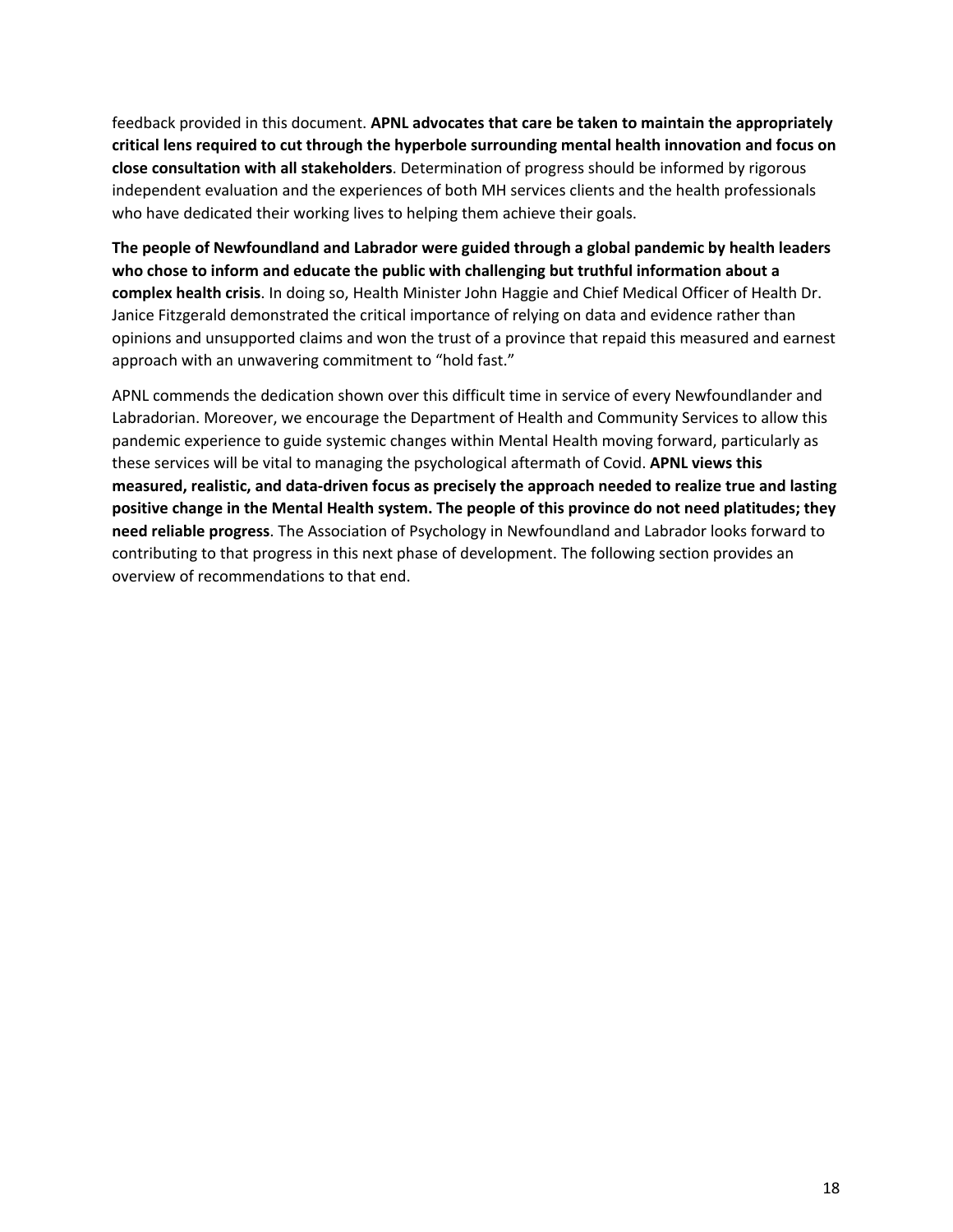feedback provided in this document. **APNL advocates that care be taken to maintain the appropriately critical lens required to cut through the hyperbole surrounding mental health innovation and focus on close consultation with all stakeholders**. Determination of progress should be informed by rigorous independent evaluation and the experiences of both MH services clients and the health professionals who have dedicated their working lives to helping them achieve their goals.

**The people of Newfoundland and Labrador were guided through a global pandemic by health leaders who chose to inform and educate the public with challenging but truthful information about a complex health crisis**. In doing so, Health Minister John Haggie and Chief Medical Officer of Health Dr. Janice Fitzgerald demonstrated the critical importance of relying on data and evidence rather than opinions and unsupported claims and won the trust of a province that repaid this measured and earnest approach with an unwavering commitment to "hold fast."

APNL commends the dedication shown over this difficult time in service of every Newfoundlander and Labradorian. Moreover, we encourage the Department of Health and Community Services to allow this pandemic experience to guide systemic changes within Mental Health moving forward, particularly as these services will be vital to managing the psychological aftermath of Covid. **APNL views this measured, realistic, and data-driven focus as precisely the approach needed to realize true and lasting positive change in the Mental Health system. The people of this province do not need platitudes; they need reliable progress**. The Association of Psychology in Newfoundland and Labrador looks forward to contributing to that progress in this next phase of development. The following section provides an overview of recommendations to that end.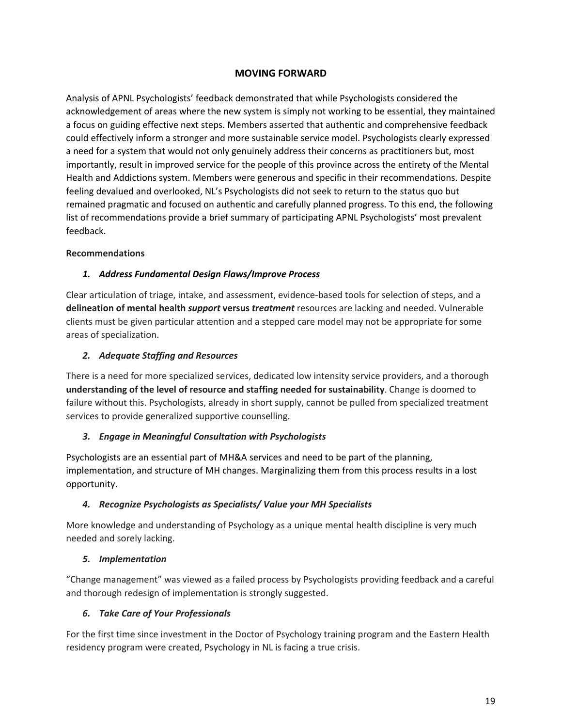## MOVING FORWARD

Analysis of APNL Psychologists' feedback demonstrated that while Psychologists considered the acknowledgement of areas where the new system is simply not working to be essential, they maintained a focus on guiding effective next steps. Members asserted that authentic and comprehensive feedback could effectively inform a stronger and more sustainable service model. Psychologists clearly expressed a need for a system that would not only genuinely address their concerns as practitioners but, most importantly, result in improved service for the people of this province across the entirety of the Mental Health and Addictions system. Members were generous and specific in their recommendations. Despite feeling devalued and overlooked, NL's Psychologists did not seek to return to the status quo but remained pragmatic and focused on authentic and carefully planned progress. To this end, the following list of recommendations provide a brief summary of participating APNL Psychologists' most prevalent feedback.

### Recommendations

#### *1. Address Fundamental Design Flaws/Improve Process*

Clear articulation of triage, intake, and assessment, evidence-based tools for selection of steps, and a **delineation of mental health *support* versus *treatment*** resources are lacking and needed. Vulnerable clients must be given particular attention and a stepped care model may not be appropriate for some areas of specialization.

#### *2. Adequate Staffing and Resources*

There is a need for more specialized services, dedicated low intensity service providers, and a thorough **understanding of the level of resource and staffing needed for sustainability**. Change is doomed to failure without this. Psychologists, already in short supply, cannot be pulled from specialized treatment services to provide generalized supportive counselling.

#### *3. Engage in Meaningful Consultation with Psychologists*

Psychologists are an essential part of MH&A services and need to be part of the planning, implementation, and structure of MH changes. Marginalizing them from this process results in a lost opportunity.

#### *4. Recognize Psychologists as Specialists/ Value your MH Specialists*

More knowledge and understanding of Psychology as a unique mental health discipline is very much needed and sorely lacking.

#### *5. Implementation*

"Change management" was viewed as a failed process by Psychologists providing feedback and a careful and thorough redesign of implementation is strongly suggested.

#### *6. Take Care of Your Professionals*

For the first time since investment in the Doctor of Psychology training program and the Eastern Health residency program were created, Psychology in NL is facing a true crisis.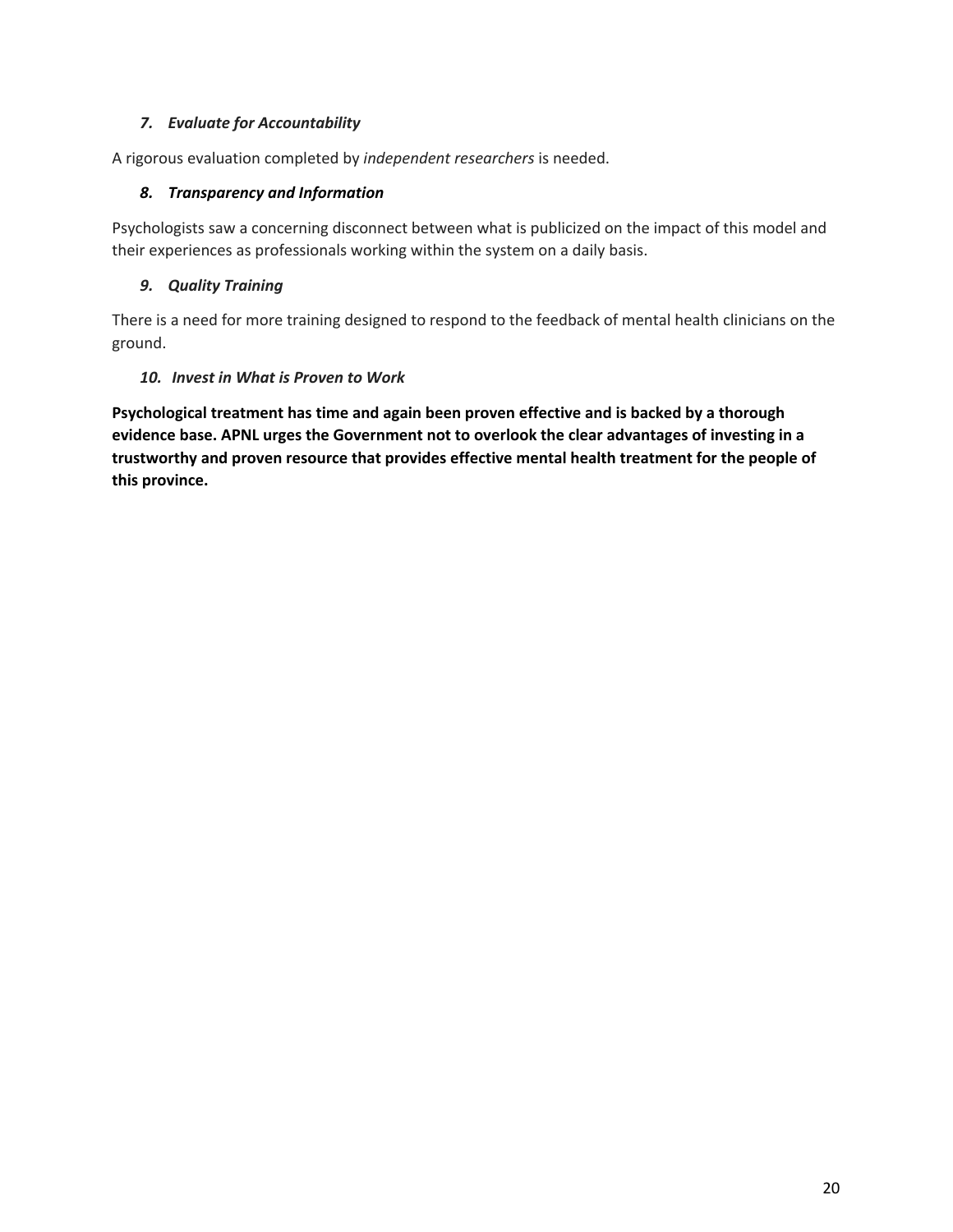### *7. Evaluate for Accountability*

A rigorous evaluation completed by *independent researchers* is needed.

### *8. Transparency and Information*

Psychologists saw a concerning disconnect between what is publicized on the impact of this model and their experiences as professionals working within the system on a daily basis.

### *9. Quality Training*

There is a need for more training designed to respond to the feedback of mental health clinicians on the ground.

### *10. Invest in What is Proven to Work*

**Psychological treatment has time and again been proven effective and is backed by a thorough evidence base. APNL urges the Government not to overlook the clear advantages of investing in a trustworthy and proven resource that provides effective mental health treatment for the people of this province.**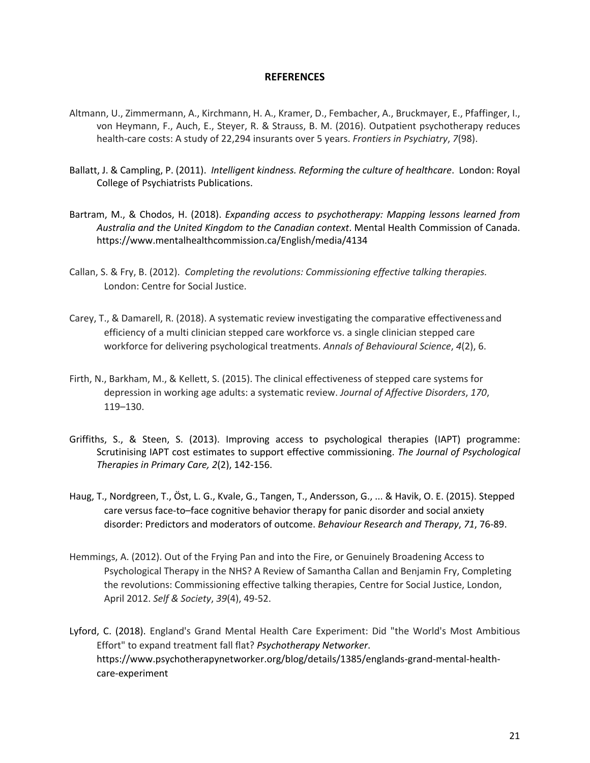## REFERENCES

Altmann, U., Zimmermann, A., Kirchmann, H. A., Kramer, D., Fembacher, A., Bruckmayer, E., Pfaffinger, I., von Heymann, F., Auch, E., Steyer, R. & Strauss, B. M. (2016). Outpatient psychotherapy reduces health-care costs: A study of 22,294 insurants over 5 years. *Frontiers in Psychiatry*, *7*(98).

Ballatt, J. & Campling, P. (2011). *Intelligent kindness. Reforming the culture of healthcare*. London: Royal College of Psychiatrists Publications.

Bartram, M., & Chodos, H. (2018). *Expanding access to psychotherapy: Mapping lessons learned from Australia and the United Kingdom to the Canadian context*. Mental Health Commission of Canada. https://www.mentalhealthcommission.ca/English/media/4134

Callan, S. & Fry, B. (2012). *Completing the revolutions: Commissioning effective talking therapies.* London: Centre for Social Justice.

Carey, T., & Damarell, R. (2018). A systematic review investigating the comparative effectiveness and efficiency of a multi clinician stepped care workforce vs. a single clinician stepped care workforce for delivering psychological treatments. *Annals of Behavioural Science*, *4*(2), 6.

Firth, N., Barkham, M., & Kellett, S. (2015). The clinical effectiveness of stepped care systems for depression in working age adults: a systematic review. *Journal of Affective Disorders*, *170*, 119–130.

Griffiths, S., & Steen, S. (2013). Improving access to psychological therapies (IAPT) programme: Scrutinising IAPT cost estimates to support effective commissioning. *The Journal of Psychological Therapies in Primary Care, 2*(2), 142-156.

Haug, T., Nordgreen, T., Öst, L. G., Kvale, G., Tangen, T., Andersson, G., ... & Havik, O. E. (2015). Stepped care versus face-to–face cognitive behavior therapy for panic disorder and social anxiety disorder: Predictors and moderators of outcome. *Behaviour Research and Therapy*, *71*, 76-89.

Hemmings, A. (2012). Out of the Frying Pan and into the Fire, or Genuinely Broadening Access to Psychological Therapy in the NHS? A Review of Samantha Callan and Benjamin Fry, Completing the revolutions: Commissioning effective talking therapies, Centre for Social Justice, London, April 2012. *Self & Society*, *39*(4), 49-52.

Lyford, C. (2018). England's Grand Mental Health Care Experiment: Did "the World's Most Ambitious Effort" to expand treatment fall flat? *Psychotherapy Networker*. https://www.psychotherapynetworker.org/blog/details/1385/englands-grand-mental-health-care-experiment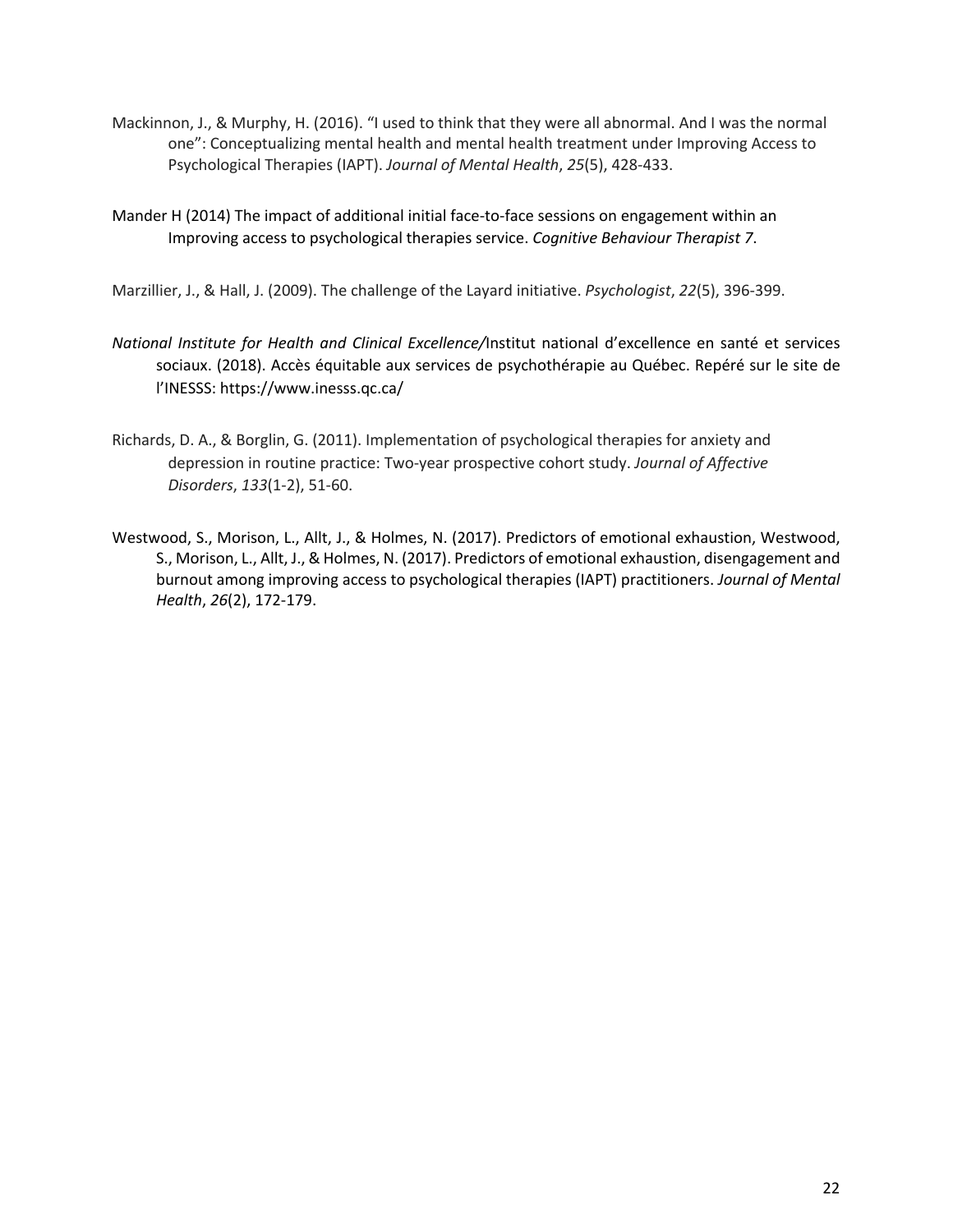Mackinnon, J., & Murphy, H. (2016). "I used to think that they were all abnormal. And I was the normal one": Conceptualizing mental health and mental health treatment under Improving Access to Psychological Therapies (IAPT). *Journal of Mental Health*, *25*(5), 428-433.

Mander H (2014) The impact of additional initial face-to-face sessions on engagement within an Improving access to psychological therapies service. *Cognitive Behaviour Therapist 7*.

Marzillier, J., & Hall, J. (2009). The challenge of the Layard initiative. *Psychologist*, *22*(5), 396-399.

*National Institute for Health and Clinical Excellence/*Institut national d'excellence en santé et services sociaux. (2018). Accès équitable aux services de psychothérapie au Québec. Repéré sur le site de l'INESSS: https://www.inesss.qc.ca/

Richards, D. A., & Borglin, G. (2011). Implementation of psychological therapies for anxiety and depression in routine practice: Two-year prospective cohort study. *Journal of Affective Disorders*, *133*(1-2), 51-60.

Westwood, S., Morison, L., Allt, J., & Holmes, N. (2017). Predictors of emotional exhaustion, Westwood, S., Morison, L., Allt, J., & Holmes, N. (2017). Predictors of emotional exhaustion, disengagement and burnout among improving access to psychological therapies (IAPT) practitioners. *Journal of Mental Health*, *26*(2), 172-179.